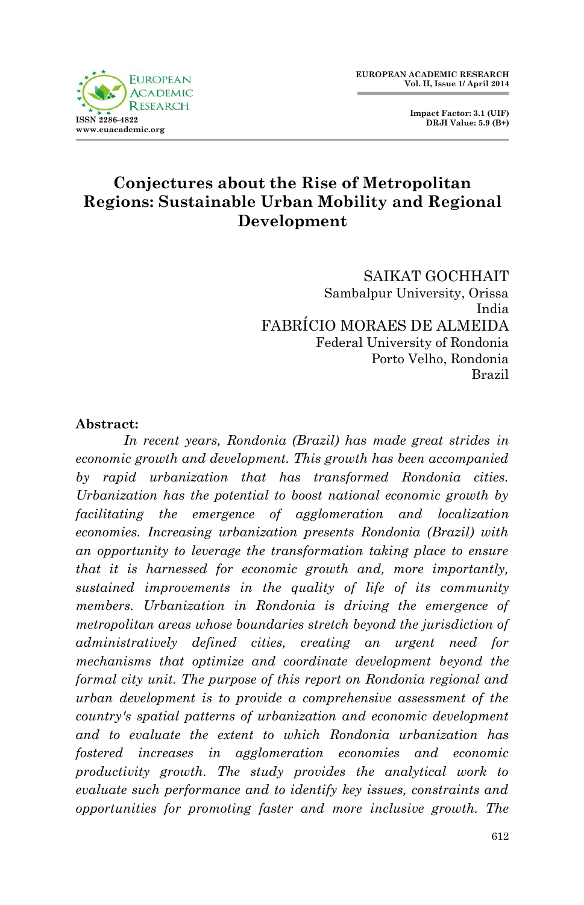# Conjectures about the Rise of Metropolitan Regions: Sustainable Urban Mobility and Regional Development

SAIKAT GOCHHAIT
Sambalpur University, Orissa
India

FABRÍCIO MORAES DE ALMEIDA
Federal University of Rondonia
Porto Velho, Rondonia
Brazil

**Abstract:**

*In recent years, Rondonia (Brazil) has made great strides in economic growth and development. This growth has been accompanied by rapid urbanization that has transformed Rondonia cities. Urbanization has the potential to boost national economic growth by facilitating the emergence of agglomeration and localization economies. Increasing urbanization presents Rondonia (Brazil) with an opportunity to leverage the transformation taking place to ensure that it is harnessed for economic growth and, more importantly, sustained improvements in the quality of life of its community members. Urbanization in Rondonia is driving the emergence of metropolitan areas whose boundaries stretch beyond the jurisdiction of administratively defined cities, creating an urgent need for mechanisms that optimize and coordinate development beyond the formal city unit. The purpose of this report on Rondonia regional and urban development is to provide a comprehensive assessment of the country's spatial patterns of urbanization and economic development and to evaluate the extent to which Rondonia urbanization has fostered increases in agglomeration economies and economic productivity growth. The study provides the analytical work to evaluate such performance and to identify key issues, constraints and opportunities for promoting faster and more inclusive growth. The*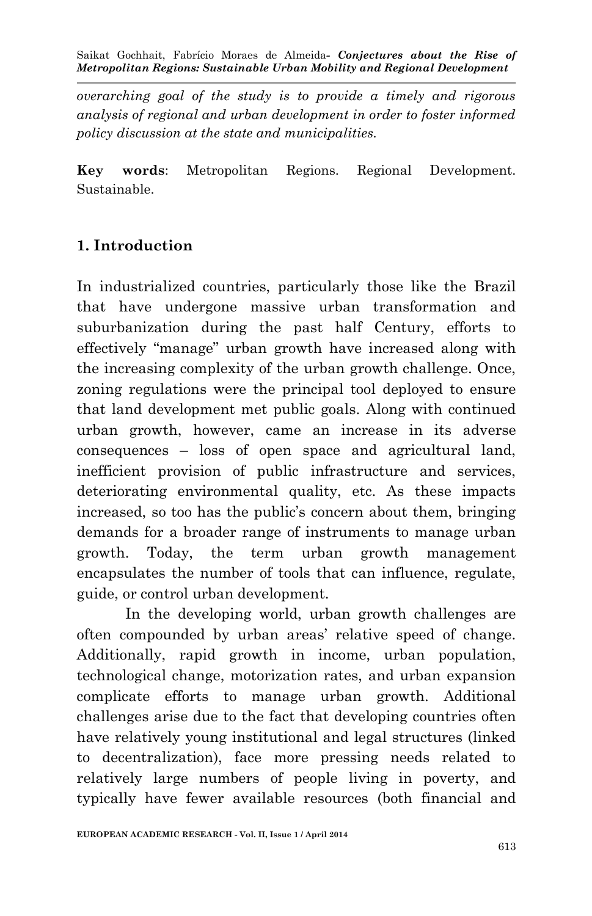*overarching goal of the study is to provide a timely and rigorous analysis of regional and urban development in order to foster informed policy discussion at the state and municipalities.*

**Key words**: Metropolitan Regions. Regional Development. Sustainable.

## 1. Introduction

In industrialized countries, particularly those like the Brazil that have undergone massive urban transformation and suburbanization during the past half Century, efforts to effectively "manage" urban growth have increased along with the increasing complexity of the urban growth challenge. Once, zoning regulations were the principal tool deployed to ensure that land development met public goals. Along with continued urban growth, however, came an increase in its adverse consequences – loss of open space and agricultural land, inefficient provision of public infrastructure and services, deteriorating environmental quality, etc. As these impacts increased, so too has the public's concern about them, bringing demands for a broader range of instruments to manage urban growth. Today, the term urban growth management encapsulates the number of tools that can influence, regulate, guide, or control urban development.

In the developing world, urban growth challenges are often compounded by urban areas' relative speed of change. Additionally, rapid growth in income, urban population, technological change, motorization rates, and urban expansion complicate efforts to manage urban growth. Additional challenges arise due to the fact that developing countries often have relatively young institutional and legal structures (linked to decentralization), face more pressing needs related to relatively large numbers of people living in poverty, and typically have fewer available resources (both financial and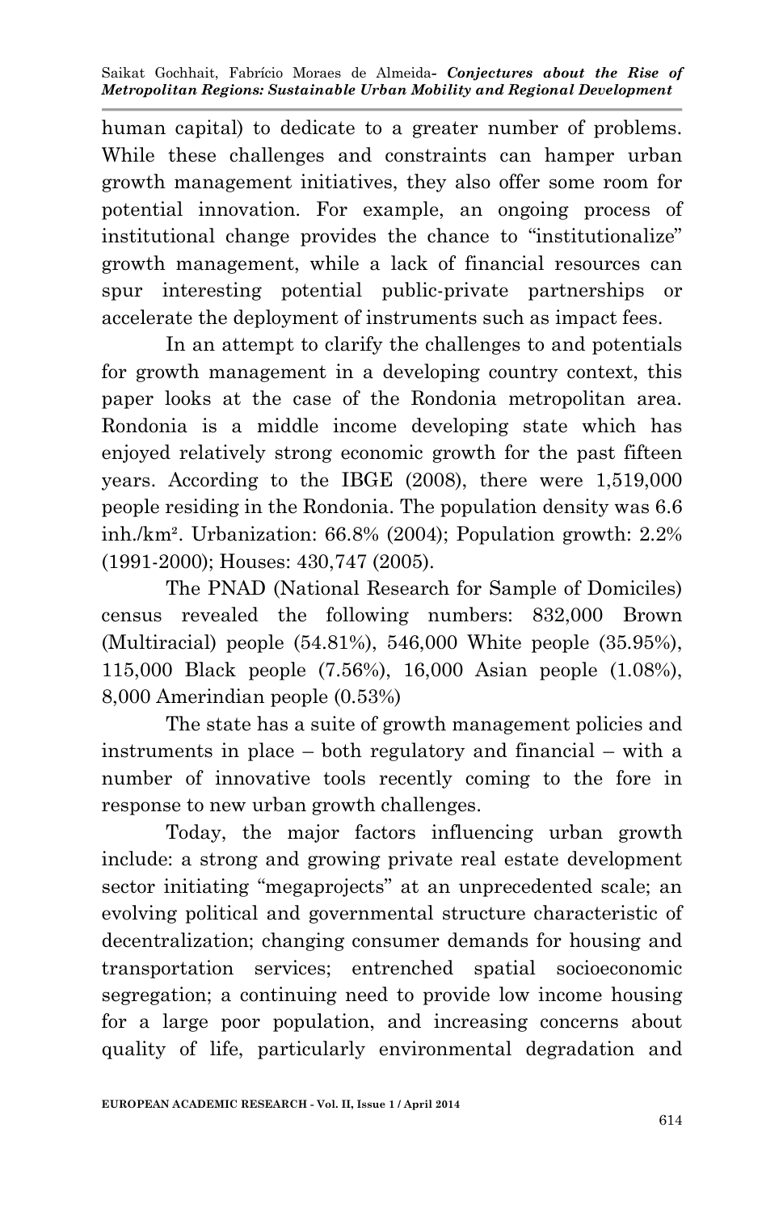human capital) to dedicate to a greater number of problems. While these challenges and constraints can hamper urban growth management initiatives, they also offer some room for potential innovation. For example, an ongoing process of institutional change provides the chance to "institutionalize" growth management, while a lack of financial resources can spur interesting potential public-private partnerships or accelerate the deployment of instruments such as impact fees.

In an attempt to clarify the challenges to and potentials for growth management in a developing country context, this paper looks at the case of the Rondonia metropolitan area. Rondonia is a middle income developing state which has enjoyed relatively strong economic growth for the past fifteen years. According to the IBGE (2008), there were 1,519,000 people residing in the Rondonia. The population density was 6.6 inh./km². Urbanization: 66.8% (2004); Population growth: 2.2% (1991-2000); Houses: 430,747 (2005).

The PNAD (National Research for Sample of Domiciles) census revealed the following numbers: 832,000 Brown (Multiracial) people (54.81%), 546,000 White people (35.95%), 115,000 Black people (7.56%), 16,000 Asian people (1.08%), 8,000 Amerindian people (0.53%)

The state has a suite of growth management policies and instruments in place – both regulatory and financial – with a number of innovative tools recently coming to the fore in response to new urban growth challenges.

Today, the major factors influencing urban growth include: a strong and growing private real estate development sector initiating "megaprojects" at an unprecedented scale; an evolving political and governmental structure characteristic of decentralization; changing consumer demands for housing and transportation services; entrenched spatial socioeconomic segregation; a continuing need to provide low income housing for a large poor population, and increasing concerns about quality of life, particularly environmental degradation and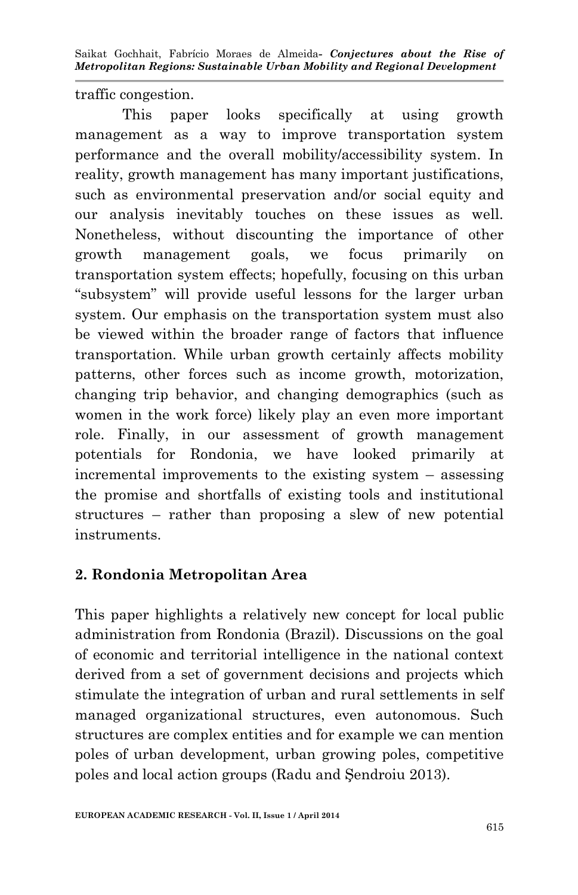traffic congestion.

This paper looks specifically at using growth management as a way to improve transportation system performance and the overall mobility/accessibility system. In reality, growth management has many important justifications, such as environmental preservation and/or social equity and our analysis inevitably touches on these issues as well. Nonetheless, without discounting the importance of other growth management goals, we focus primarily on transportation system effects; hopefully, focusing on this urban "subsystem" will provide useful lessons for the larger urban system. Our emphasis on the transportation system must also be viewed within the broader range of factors that influence transportation. While urban growth certainly affects mobility patterns, other forces such as income growth, motorization, changing trip behavior, and changing demographics (such as women in the work force) likely play an even more important role. Finally, in our assessment of growth management potentials for Rondonia, we have looked primarily at incremental improvements to the existing system – assessing the promise and shortfalls of existing tools and institutional structures – rather than proposing a slew of new potential instruments.

## 2. Rondonia Metropolitan Area

This paper highlights a relatively new concept for local public administration from Rondonia (Brazil). Discussions on the goal of economic and territorial intelligence in the national context derived from a set of government decisions and projects which stimulate the integration of urban and rural settlements in self managed organizational structures, even autonomous. Such structures are complex entities and for example we can mention poles of urban development, urban growing poles, competitive poles and local action groups (Radu and Şendroiu 2013).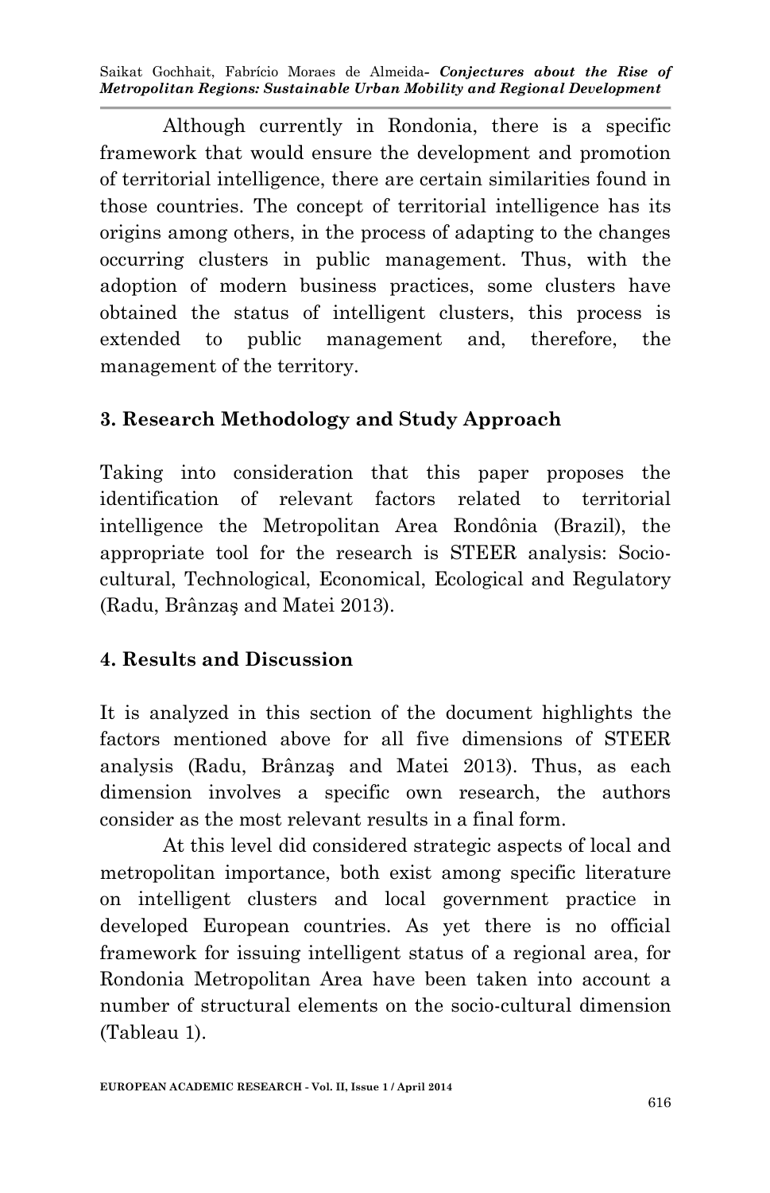Although currently in Rondonia, there is a specific framework that would ensure the development and promotion of territorial intelligence, there are certain similarities found in those countries. The concept of territorial intelligence has its origins among others, in the process of adapting to the changes occurring clusters in public management. Thus, with the adoption of modern business practices, some clusters have obtained the status of intelligent clusters, this process is extended to public management and, therefore, the management of the territory.

## 3. Research Methodology and Study Approach

Taking into consideration that this paper proposes the identification of relevant factors related to territorial intelligence the Metropolitan Area Rondônia (Brazil), the appropriate tool for the research is STEER analysis: Socio-cultural, Technological, Economical, Ecological and Regulatory (Radu, Brânzaş and Matei 2013).

## 4. Results and Discussion

It is analyzed in this section of the document highlights the factors mentioned above for all five dimensions of STEER analysis (Radu, Brânzaş and Matei 2013). Thus, as each dimension involves a specific own research, the authors consider as the most relevant results in a final form.

At this level did considered strategic aspects of local and metropolitan importance, both exist among specific literature on intelligent clusters and local government practice in developed European countries. As yet there is no official framework for issuing intelligent status of a regional area, for Rondonia Metropolitan Area have been taken into account a number of structural elements on the socio-cultural dimension (Tableau 1).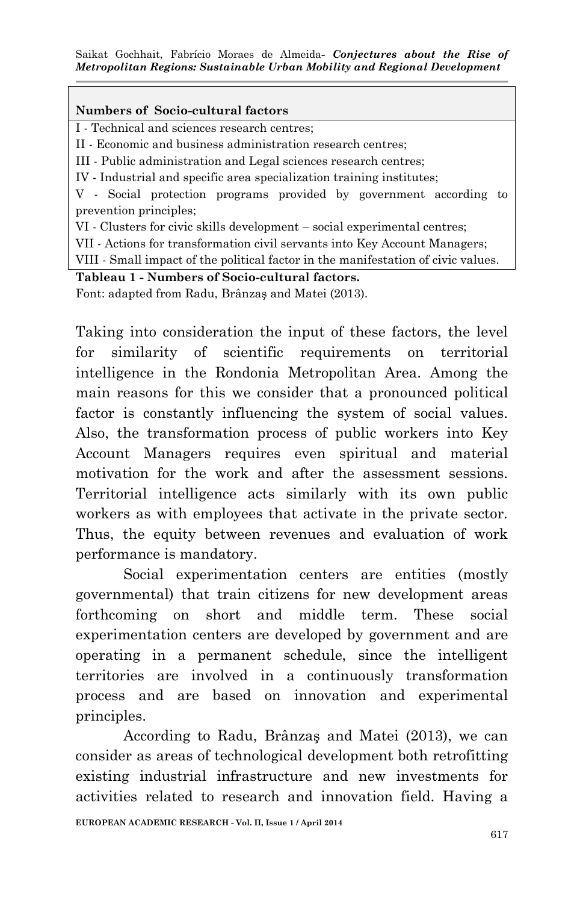| **Numbers of Socio-cultural factors** |
| --- |
| I - Technical and sciences research centres; |
| II - Economic and business administration research centres; |
| III - Public administration and Legal sciences research centres; |
| IV - Industrial and specific area specialization training institutes; |
| V - Social protection programs provided by government according to prevention principles; |
| VI - Clusters for civic skills development – social experimental centres; |
| VII - Actions for transformation civil servants into Key Account Managers; |
| VIII - Small impact of the political factor in the manifestation of civic values. |

**Tableau 1 - Numbers of Socio-cultural factors.**
Font: adapted from Radu, Brânzaş and Matei (2013).

Taking into consideration the input of these factors, the level for similarity of scientific requirements on territorial intelligence in the Rondonia Metropolitan Area. Among the main reasons for this we consider that a pronounced political factor is constantly influencing the system of social values. Also, the transformation process of public workers into Key Account Managers requires even spiritual and material motivation for the work and after the assessment sessions. Territorial intelligence acts similarly with its own public workers as with employees that activate in the private sector. Thus, the equity between revenues and evaluation of work performance is mandatory.

Social experimentation centers are entities (mostly governmental) that train citizens for new development areas forthcoming on short and middle term. These social experimentation centers are developed by government and are operating in a permanent schedule, since the intelligent territories are involved in a continuously transformation process and are based on innovation and experimental principles.

According to Radu, Brânzaş and Matei (2013), we can consider as areas of technological development both retrofitting existing industrial infrastructure and new investments for activities related to research and innovation field. Having a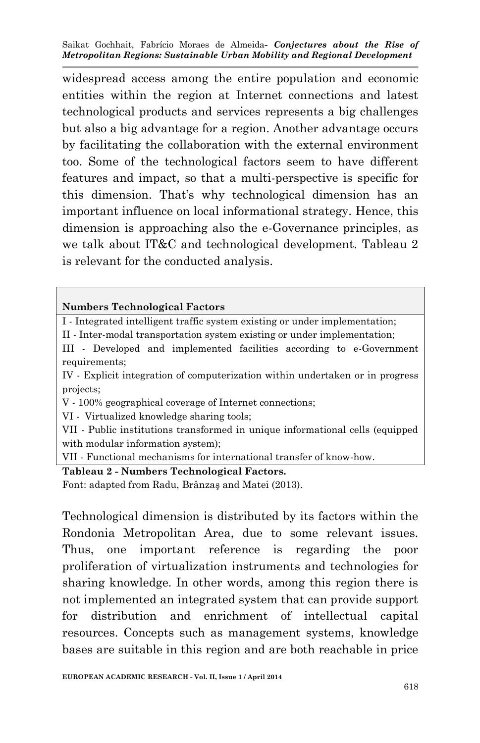widespread access among the entire population and economic entities within the region at Internet connections and latest technological products and services represents a big challenges but also a big advantage for a region. Another advantage occurs by facilitating the collaboration with the external environment too. Some of the technological factors seem to have different features and impact, so that a multi-perspective is specific for this dimension. That's why technological dimension has an important influence on local informational strategy. Hence, this dimension is approaching also the e-Governance principles, as we talk about IT&C and technological development. Tableau 2 is relevant for the conducted analysis.

| **Numbers Technological Factors** |
|---|
| I - Integrated intelligent traffic system existing or under implementation; |
| II - Inter-modal transportation system existing or under implementation; |
| III - Developed and implemented facilities according to e-Government requirements; |
| IV - Explicit integration of computerization within undertaken or in progress projects; |
| V - 100% geographical coverage of Internet connections; |
| VI - Virtualized knowledge sharing tools; |
| VII - Public institutions transformed in unique informational cells (equipped with modular information system); |
| VII - Functional mechanisms for international transfer of know-how. |

**Tableau 2 - Numbers Technological Factors.**

Font: adapted from Radu, Brânzaş and Matei (2013).

Technological dimension is distributed by its factors within the Rondonia Metropolitan Area, due to some relevant issues. Thus, one important reference is regarding the poor proliferation of virtualization instruments and technologies for sharing knowledge. In other words, among this region there is not implemented an integrated system that can provide support for distribution and enrichment of intellectual capital resources. Concepts such as management systems, knowledge bases are suitable in this region and are both reachable in price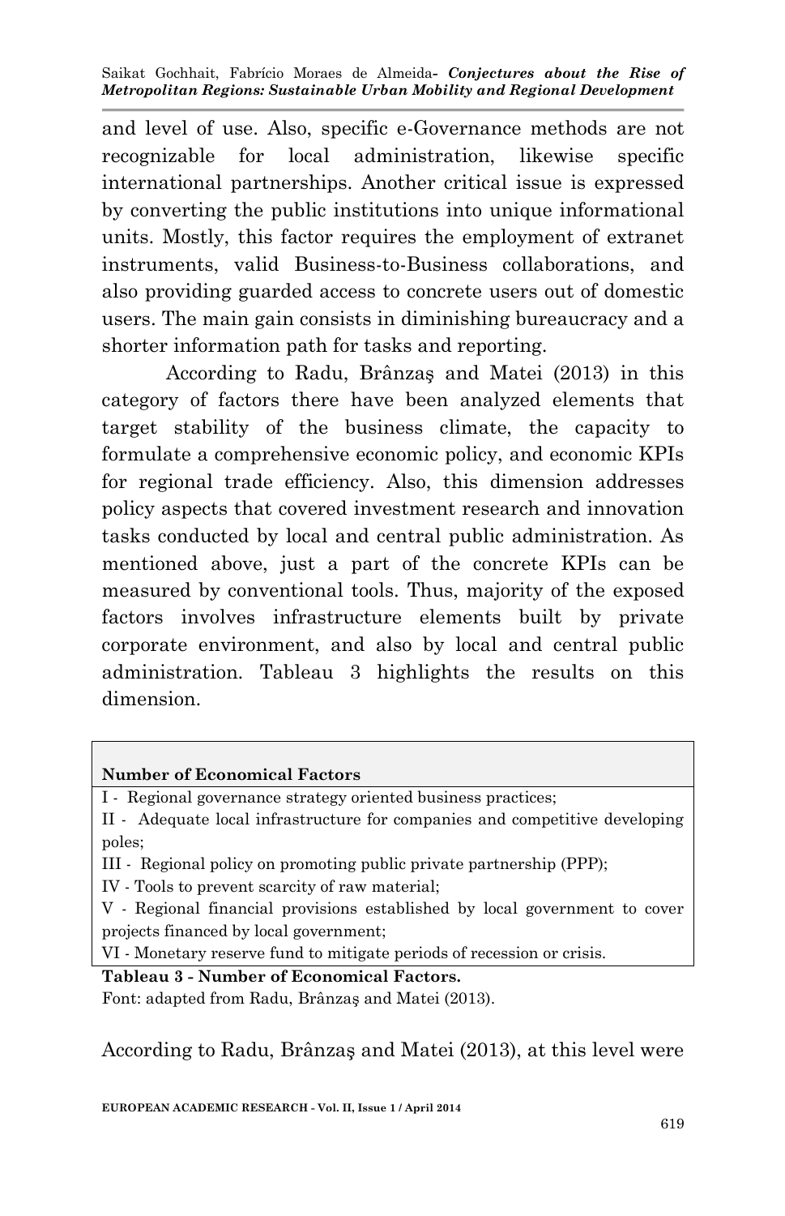and level of use. Also, specific e-Governance methods are not recognizable for local administration, likewise specific international partnerships. Another critical issue is expressed by converting the public institutions into unique informational units. Mostly, this factor requires the employment of extranet instruments, valid Business-to-Business collaborations, and also providing guarded access to concrete users out of domestic users. The main gain consists in diminishing bureaucracy and a shorter information path for tasks and reporting.

According to Radu, Brânzaş and Matei (2013) in this category of factors there have been analyzed elements that target stability of the business climate, the capacity to formulate a comprehensive economic policy, and economic KPIs for regional trade efficiency. Also, this dimension addresses policy aspects that covered investment research and innovation tasks conducted by local and central public administration. As mentioned above, just a part of the concrete KPIs can be measured by conventional tools. Thus, majority of the exposed factors involves infrastructure elements built by private corporate environment, and also by local and central public administration. Tableau 3 highlights the results on this dimension.

| **Number of Economical Factors** |
| --- |
| I - Regional governance strategy oriented business practices; |
| II - Adequate local infrastructure for companies and competitive developing poles; |
| III - Regional policy on promoting public private partnership (PPP); |
| IV - Tools to prevent scarcity of raw material; |
| V - Regional financial provisions established by local government to cover projects financed by local government; |
| VI - Monetary reserve fund to mitigate periods of recession or crisis. |

**Tableau 3 - Number of Economical Factors.**

Font: adapted from Radu, Brânzaş and Matei (2013).

According to Radu, Brânzaş and Matei (2013), at this level were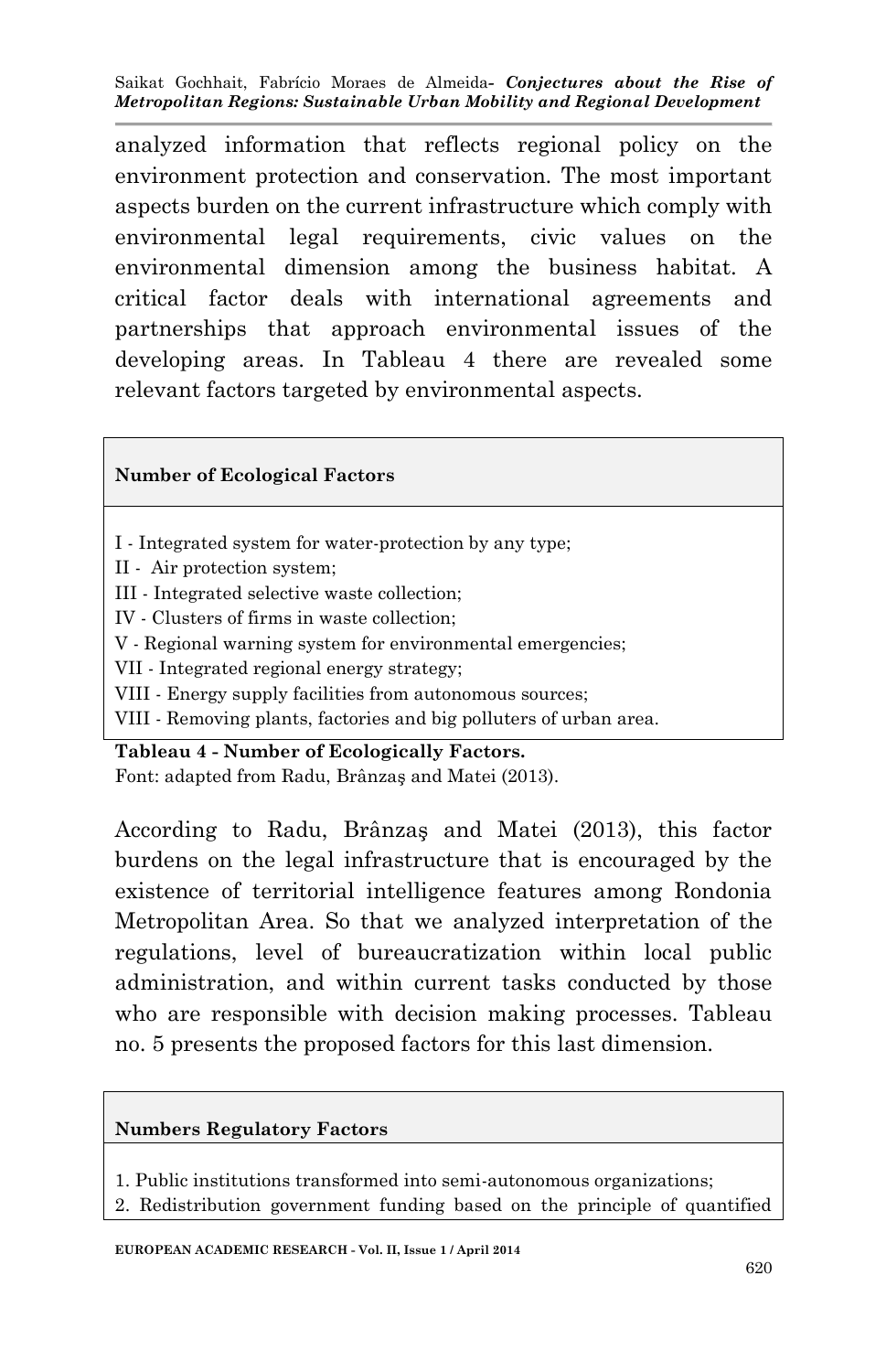analyzed information that reflects regional policy on the environment protection and conservation. The most important aspects burden on the current infrastructure which comply with environmental legal requirements, civic values on the environmental dimension among the business habitat. A critical factor deals with international agreements and partnerships that approach environmental issues of the developing areas. In Tableau 4 there are revealed some relevant factors targeted by environmental aspects.

| **Number of Ecological Factors** |
|---|
| I - Integrated system for water-protection by any type;<br>II - Air protection system;<br>III - Integrated selective waste collection;<br>IV - Clusters of firms in waste collection;<br>V - Regional warning system for environmental emergencies;<br>VII - Integrated regional energy strategy;<br>VIII - Energy supply facilities from autonomous sources;<br>VIII - Removing plants, factories and big polluters of urban area. |

**Tableau 4 - Number of Ecologically Factors.**
Font: adapted from Radu, Brânzaş and Matei (2013).

According to Radu, Brânzaş and Matei (2013), this factor burdens on the legal infrastructure that is encouraged by the existence of territorial intelligence features among Rondonia Metropolitan Area. So that we analyzed interpretation of the regulations, level of bureaucratization within local public administration, and within current tasks conducted by those who are responsible with decision making processes. Tableau no. 5 presents the proposed factors for this last dimension.

| **Numbers Regulatory Factors** |
|---|
| 1. Public institutions transformed into semi-autonomous organizations;<br>2. Redistribution government funding based on the principle of quantified |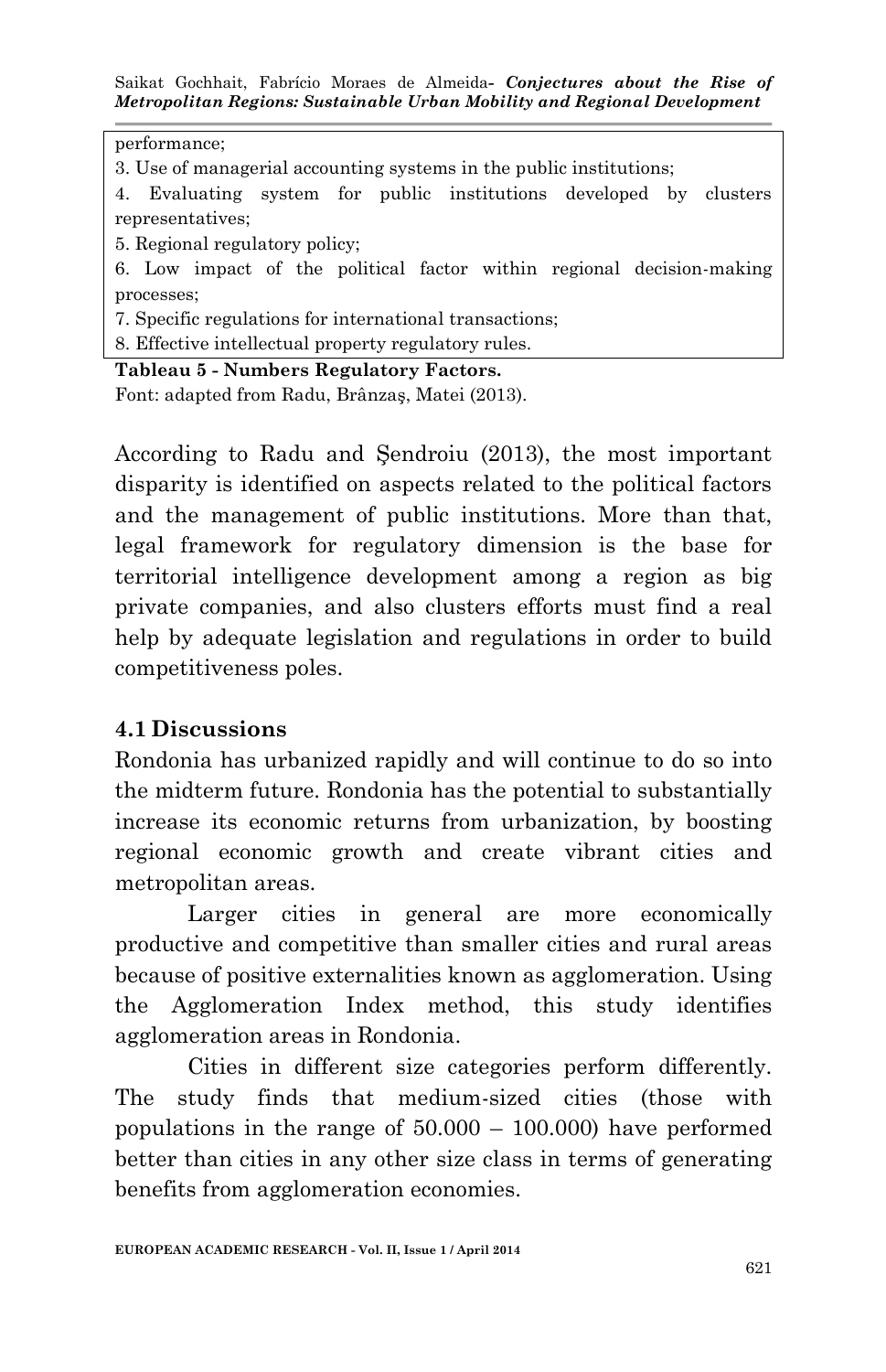performance;
3. Use of managerial accounting systems in the public institutions;
4. Evaluating system for public institutions developed by clusters representatives;
5. Regional regulatory policy;
6. Low impact of the political factor within regional decision-making processes;
7. Specific regulations for international transactions;
8. Effective intellectual property regulatory rules.

**Tableau 5 - Numbers Regulatory Factors.**
Font: adapted from Radu, Brânzaş, Matei (2013).

According to Radu and Şendroiu (2013), the most important disparity is identified on aspects related to the political factors and the management of public institutions. More than that, legal framework for regulatory dimension is the base for territorial intelligence development among a region as big private companies, and also clusters efforts must find a real help by adequate legislation and regulations in order to build competitiveness poles.

## 4.1 Discussions

Rondonia has urbanized rapidly and will continue to do so into the midterm future. Rondonia has the potential to substantially increase its economic returns from urbanization, by boosting regional economic growth and create vibrant cities and metropolitan areas.

Larger cities in general are more economically productive and competitive than smaller cities and rural areas because of positive externalities known as agglomeration. Using the Agglomeration Index method, this study identifies agglomeration areas in Rondonia.

Cities in different size categories perform differently. The study finds that medium-sized cities (those with populations in the range of 50.000 – 100.000) have performed better than cities in any other size class in terms of generating benefits from agglomeration economies.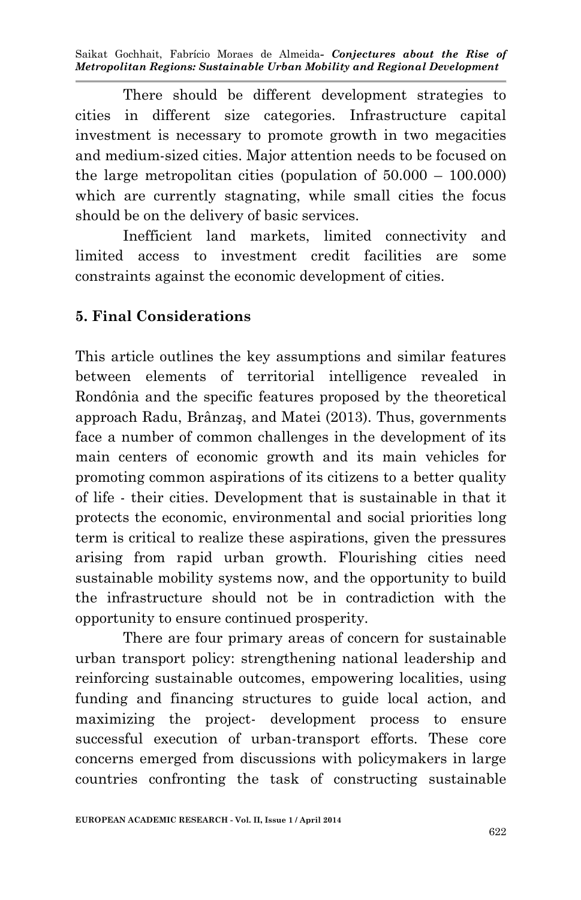There should be different development strategies to cities in different size categories. Infrastructure capital investment is necessary to promote growth in two megacities and medium-sized cities. Major attention needs to be focused on the large metropolitan cities (population of 50.000 – 100.000) which are currently stagnating, while small cities the focus should be on the delivery of basic services.

Inefficient land markets, limited connectivity and limited access to investment credit facilities are some constraints against the economic development of cities.

## 5. Final Considerations

This article outlines the key assumptions and similar features between elements of territorial intelligence revealed in Rondônia and the specific features proposed by the theoretical approach Radu, Brânzaş, and Matei (2013). Thus, governments face a number of common challenges in the development of its main centers of economic growth and its main vehicles for promoting common aspirations of its citizens to a better quality of life - their cities. Development that is sustainable in that it protects the economic, environmental and social priorities long term is critical to realize these aspirations, given the pressures arising from rapid urban growth. Flourishing cities need sustainable mobility systems now, and the opportunity to build the infrastructure should not be in contradiction with the opportunity to ensure continued prosperity.

There are four primary areas of concern for sustainable urban transport policy: strengthening national leadership and reinforcing sustainable outcomes, empowering localities, using funding and financing structures to guide local action, and maximizing the project- development process to ensure successful execution of urban-transport efforts. These core concerns emerged from discussions with policymakers in large countries confronting the task of constructing sustainable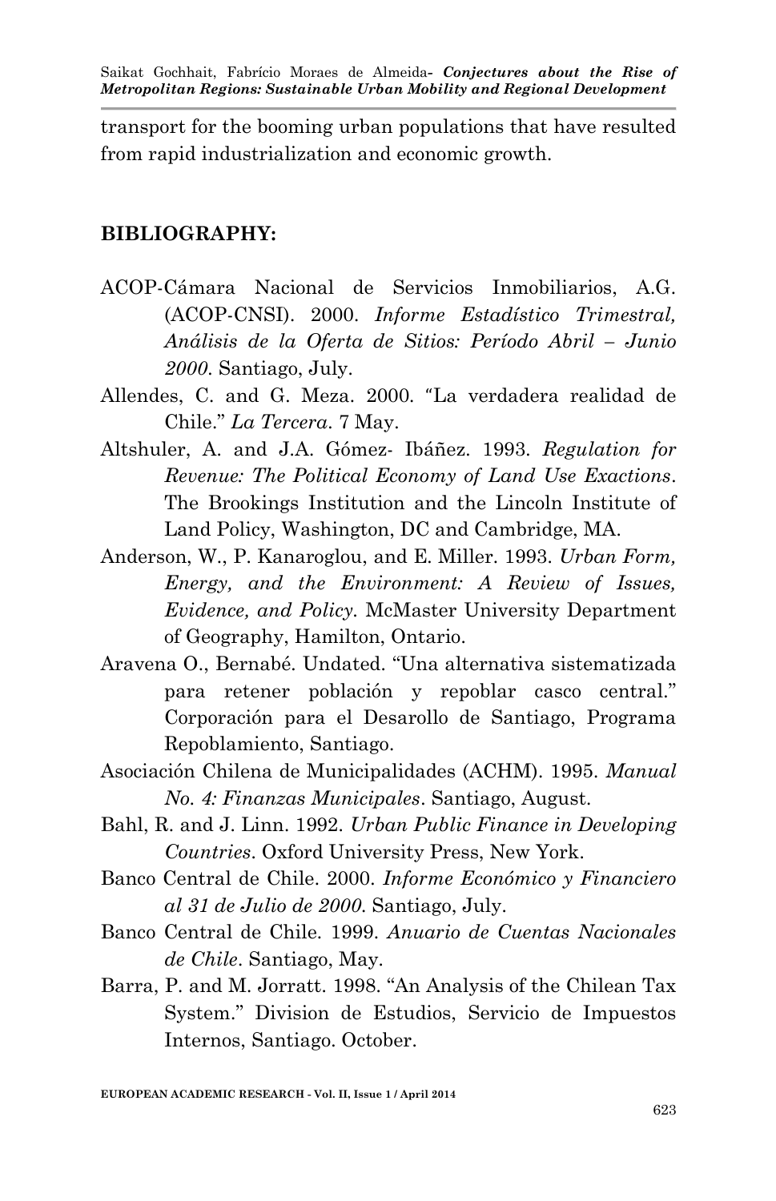transport for the booming urban populations that have resulted from rapid industrialization and economic growth.

## BIBLIOGRAPHY:

ACOP-Cámara Nacional de Servicios Inmobiliarios, A.G. (ACOP-CNSI). 2000. *Informe Estadístico Trimestral, Análisis de la Oferta de Sitios: Período Abril – Junio 2000*. Santiago, July.

Allendes, C. and G. Meza. 2000. "La verdadera realidad de Chile." *La Tercera*. 7 May.

Altshuler, A. and J.A. Gómez- Ibáñez. 1993. *Regulation for Revenue: The Political Economy of Land Use Exactions*. The Brookings Institution and the Lincoln Institute of Land Policy, Washington, DC and Cambridge, MA.

Anderson, W., P. Kanaroglou, and E. Miller. 1993. *Urban Form, Energy, and the Environment: A Review of Issues, Evidence, and Policy*. McMaster University Department of Geography, Hamilton, Ontario.

Aravena O., Bernabé. Undated. "Una alternativa sistematizada para retener población y repoblar casco central." Corporación para el Desarollo de Santiago, Programa Repoblamiento, Santiago.

Asociación Chilena de Municipalidades (ACHM). 1995. *Manual No. 4: Finanzas Municipales*. Santiago, August.

Bahl, R. and J. Linn. 1992. *Urban Public Finance in Developing Countries*. Oxford University Press, New York.

Banco Central de Chile. 2000. *Informe Económico y Financiero al 31 de Julio de 2000*. Santiago, July.

Banco Central de Chile. 1999. *Anuario de Cuentas Nacionales de Chile*. Santiago, May.

Barra, P. and M. Jorratt. 1998. "An Analysis of the Chilean Tax System." Division de Estudios, Servicio de Impuestos Internos, Santiago. October.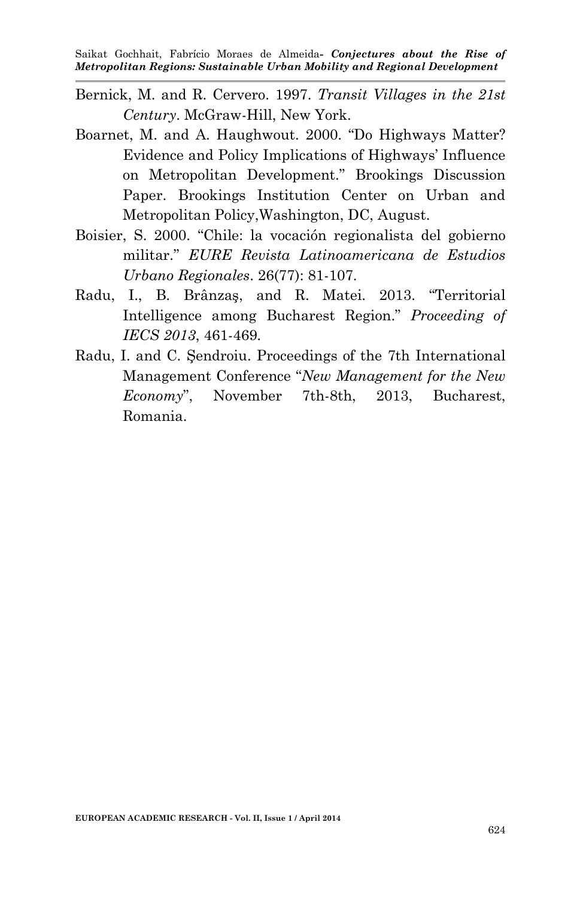Bernick, M. and R. Cervero. 1997. *Transit Villages in the 21st Century*. McGraw-Hill, New York.

Boarnet, M. and A. Haughwout. 2000. "Do Highways Matter? Evidence and Policy Implications of Highways' Influence on Metropolitan Development." Brookings Discussion Paper. Brookings Institution Center on Urban and Metropolitan Policy,Washington, DC, August.

Boisier, S. 2000. "Chile: la vocación regionalista del gobierno militar." *EURE Revista Latinoamericana de Estudios Urbano Regionales*. 26(77): 81-107.

Radu, I., B. Brânzaş, and R. Matei. 2013. "Territorial Intelligence among Bucharest Region." *Proceeding of IECS 2013*, 461-469.

Radu, I. and C. Şendroiu. Proceedings of the 7th International Management Conference "*New Management for the New Economy*", November 7th-8th, 2013, Bucharest, Romania.